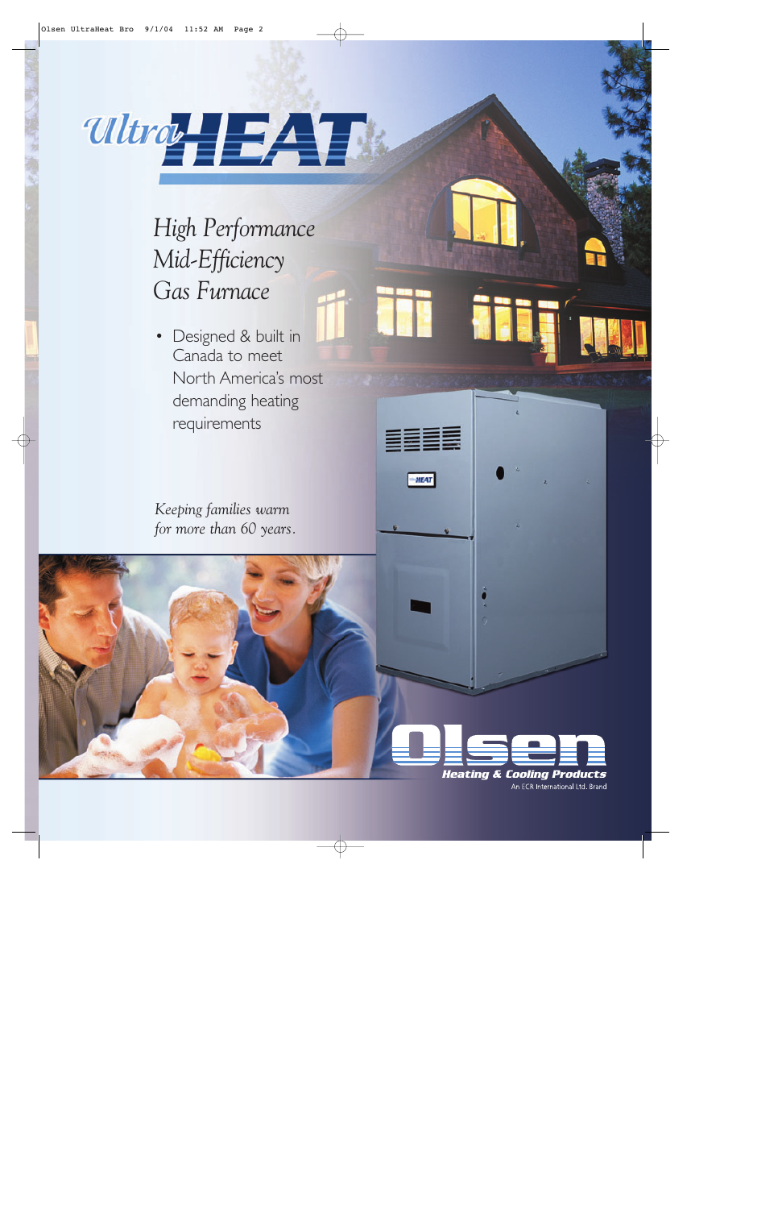# UltraHEAT

## High Performance Mid-Efficiency Gas Furnace

- Designed & built in Canada to meet North America's most demanding heating requirements

*Keeping families warm for more than 60 years.*

**Olsen**

**Heating & Cooling Products**

An ECR International Ltd. Brand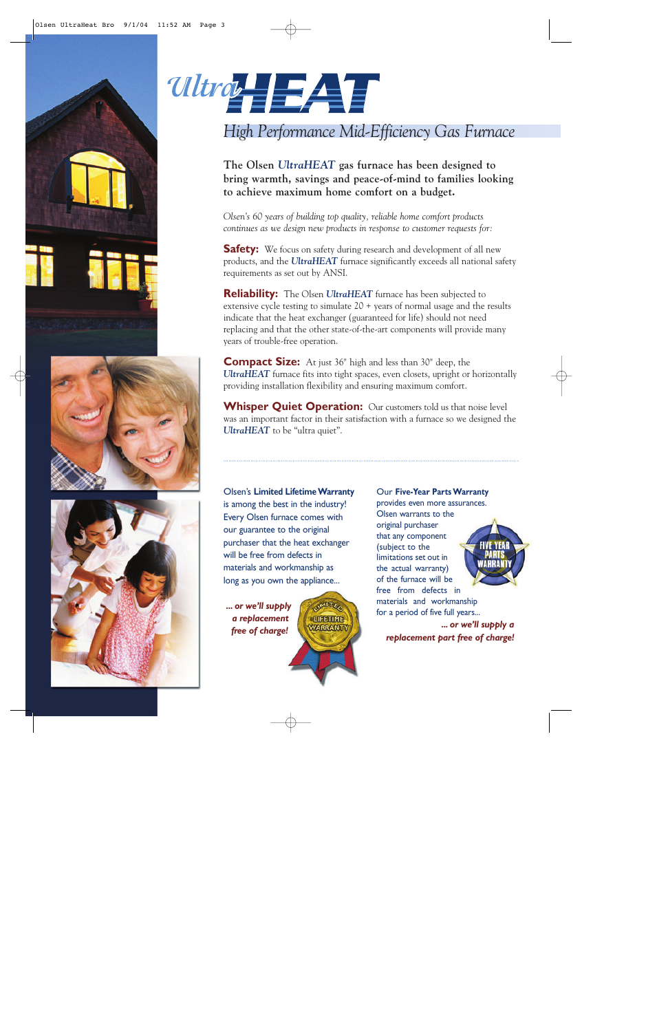# *Ultra*HEAT

## *High Performance Mid-Efficiency Gas Furnace*

**The Olsen *UltraHEAT* gas furnace has been designed to bring warmth, savings and peace-of-mind to families looking to achieve maximum home comfort on a budget.**

*Olsen's 60 years of building top quality, reliable home comfort products continues as we design new products in response to customer requests for:*

**Safety:** We focus on safety during research and development of all new products, and the ***UltraHEAT*** furnace significantly exceeds all national safety requirements as set out by ANSI.

**Reliability:** The Olsen ***UltraHEAT*** furnace has been subjected to extensive cycle testing to simulate 20 + years of normal usage and the results indicate that the heat exchanger (guaranteed for life) should not need replacing and that the other state-of-the-art components will provide many years of trouble-free operation.

**Compact Size:** At just 36" high and less than 30" deep, the ***UltraHEAT*** furnace fits into tight spaces, even closets, upright or horizontally providing installation flexibility and ensuring maximum comfort.

**Whisper Quiet Operation:** Our customers told us that noise level was an important factor in their satisfaction with a furnace so we designed the ***UltraHEAT*** to be "ultra quiet".

---

Olsen's **Limited Lifetime Warranty** is among the best in the industry! Every Olsen furnace comes with our guarantee to the original purchaser that the heat exchanger will be free from defects in materials and workmanship as long as you own the appliance...

***... or we'll supply a replacement free of charge!***

LIMITED LIFETIME WARRANTY

Our **Five-Year Parts Warranty** provides even more assurances. Olsen warrants to the original purchaser that any component (subject to the limitations set out in the actual warranty) of the furnace will be free from defects in materials and workmanship for a period of five full years...

***... or we'll supply a replacement part free of charge!***

FIVE YEAR PARTS WARRANTY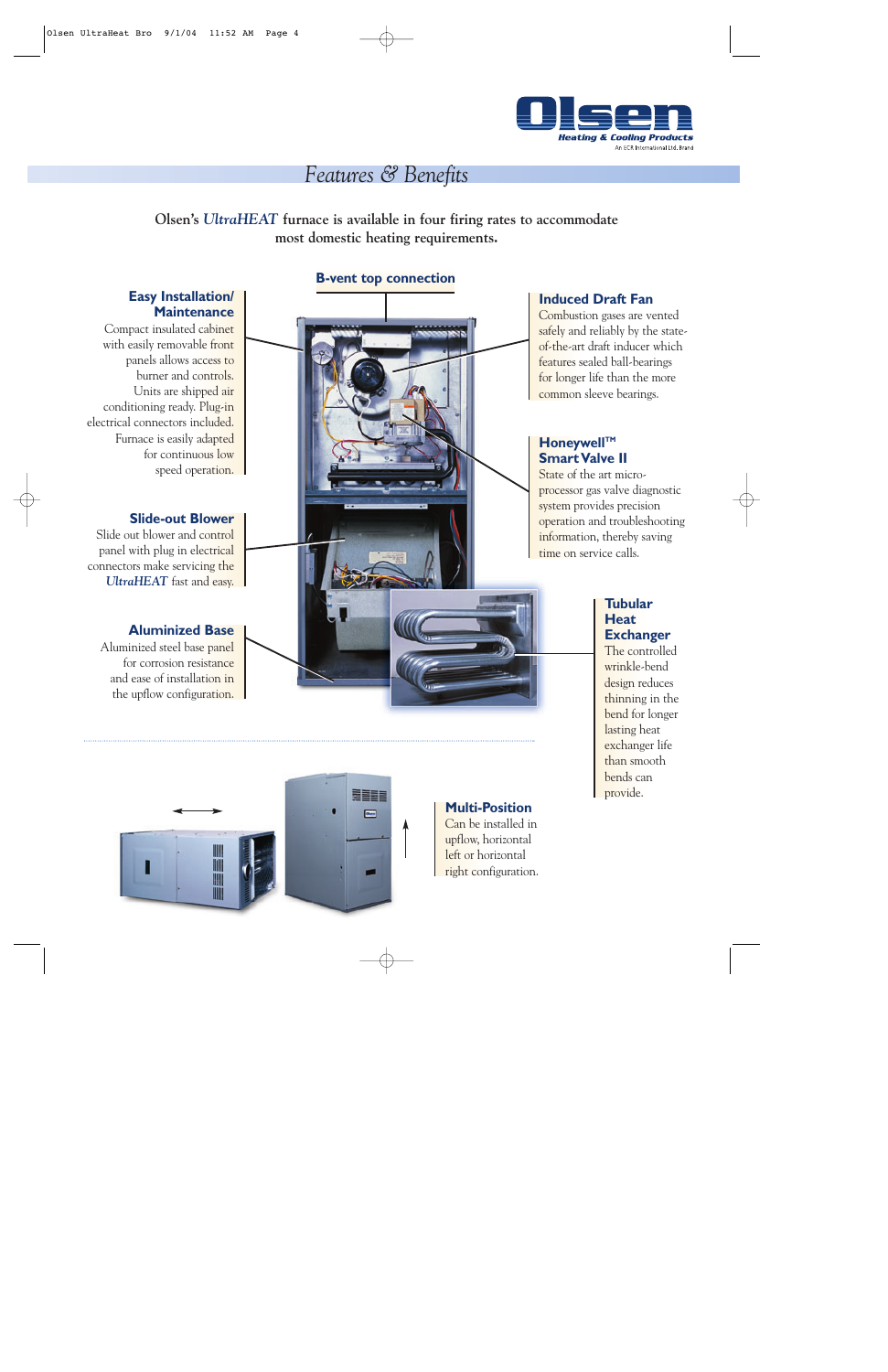Olsen

Heating & Cooling Products

An ECR International Ltd. Brand

# Features & Benefits

**Olsen's *UltraHEAT* furnace is available in four firing rates to accommodate most domestic heating requirements.**

### B-vent top connection

### Easy Installation/ Maintenance

Compact insulated cabinet with easily removable front panels allows access to burner and controls. Units are shipped air conditioning ready. Plug-in electrical connectors included. Furnace is easily adapted for continuous low speed operation.

### Slide-out Blower

Slide out blower and control panel with plug in electrical connectors make servicing the *UltraHEAT* fast and easy.

### Aluminized Base

Aluminized steel base panel for corrosion resistance and ease of installation in the upflow configuration.

### Induced Draft Fan

Combustion gases are vented safely and reliably by the state-of-the-art draft inducer which features sealed ball-bearings for longer life than the more common sleeve bearings.

### Honeywell™ Smart Valve II

State of the art micro-processor gas valve diagnostic system provides precision operation and troubleshooting information, thereby saving time on service calls.

### Tubular Heat Exchanger

The controlled wrinkle-bend design reduces thinning in the bend for longer lasting heat exchanger life than smooth bends can provide.

### Multi-Position

Can be installed in upflow, horizontal left or horizontal right configuration.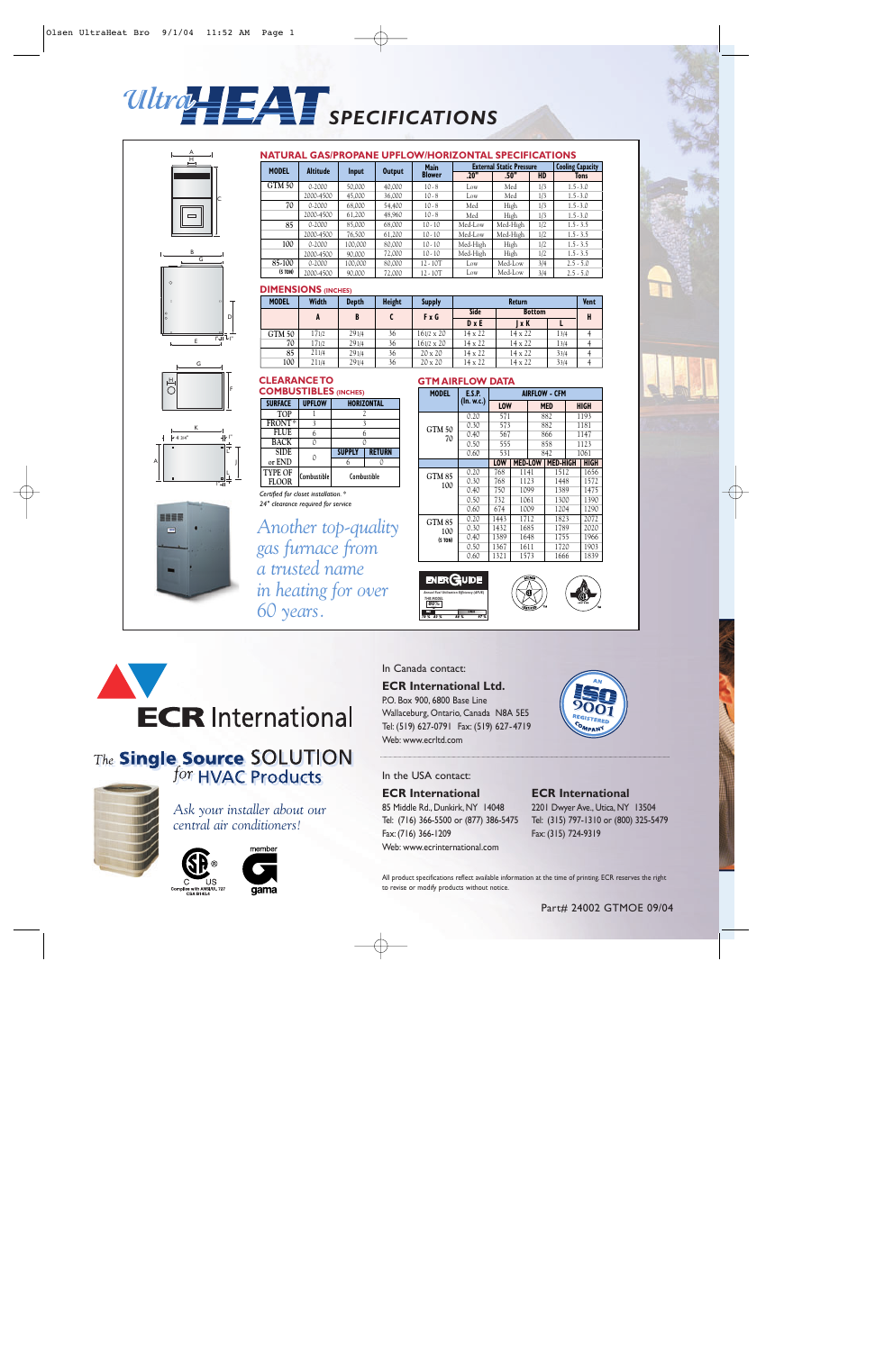# UltraHEAT SPECIFICATIONS

## NATURAL GAS/PROPANE UPFLOW/HORIZONTAL SPECIFICATIONS

| MODEL | Altitude | Input | Output | Main Blower | External Static Pressure | | | Cooling Capacity |
|---|---|---|---|---|---|---|---|---|
| | | | | | .20" | .50" | HP | Tons |
| GTM 50 | 0-2000 | 50,000 | 40,000 | 10 - 8 | Low | Med | 1/3 | 1.5 - 3.0 |
| | 2000-4500 | 45,000 | 36,000 | 10 - 8 | Low | Med | 1/3 | 1.5 - 3.0 |
| 70 | 0-2000 | 68,000 | 54,400 | 10 - 8 | Med | High | 1/3 | 1.5 - 3.0 |
| | 2000-4500 | 61,200 | 48,960 | 10 - 8 | Med | High | 1/3 | 1.5 - 3.0 |
| 85 | 0-2000 | 85,000 | 68,000 | 10 - 10 | Med-Low | Med-High | 1/2 | 1.5 - 3.5 |
| | 2000-4500 | 76,500 | 61,200 | 10 - 10 | Med-Low | Med-High | 1/2 | 1.5 - 3.5 |
| 100 | 0-2000 | 100,000 | 80,000 | 10 - 10 | Med-High | High | 1/2 | 1.5 - 3.5 |
| | 2000-4500 | 90,000 | 72,000 | 10 - 10 | Med-High | High | 1/2 | 1.5 - 3.5 |
| 85-100 | 0-2000 | 100,000 | 80,000 | 12 - 10T | Low | Med-Low | 3/4 | 2.5 - 5.0 |
| (5 TON) | 2000-4500 | 90,000 | 72,000 | 12 - 10T | Low | Med-Low | 3/4 | 2.5 - 5.0 |

## DIMENSIONS (INCHES)

| MODEL | Width | Depth | Height | Supply | Return | | | Vent |
|---|---|---|---|---|---|---|---|---|
| | | | | | Side | Bottom | | |
| | A | B | C | F x G | D x E | J x K | L | H |
| GTM 50 | 17 1/2 | 29 1/4 | 36 | 16 1/2 x 20 | 14 x 22 | 14 x 22 | 1 1/4 | 4 |
| 70 | 17 1/2 | 29 1/4 | 36 | 16 1/2 x 20 | 14 x 22 | 14 x 22 | 1 1/4 | 4 |
| 85 | 21 1/4 | 29 1/4 | 36 | 20 x 20 | 14 x 22 | 14 x 22 | 3 1/4 | 4 |
| 100 | 21 1/4 | 29 1/4 | 36 | 20 x 20 | 14 x 22 | 14 x 22 | 3 1/4 | 4 |

## CLEARANCE TO COMBUSTIBLES (INCHES)

| SURFACE | UPFLOW | HORIZONTAL | |
|---|---|---|---|
| TOP | 1 | 2 | |
| FRONT* | 3 | 3 | |
| FLUE | 6 | 6 | |
| BACK | 0 | 0 | |
| SIDE or END | 0 | SUPPLY 6 | RETURN 0 |
| TYPE OF FLOOR | Combustible | Combustible | |

Certified for closet installation. *
24" clearance required for service

## GTM AIRFLOW DATA

| MODEL | E.S.P. (In. w.c.) | AIRFLOW - CFM | | | |
|---|---|---|---|---|---|
| | | LOW | MED | HIGH | |
| GTM 50 70 | 0.20 | 571 | 882 | 1193 | |
| | 0.30 | 573 | 882 | 1181 | |
| | 0.40 | 567 | 866 | 1147 | |
| | 0.50 | 555 | 858 | 1123 | |
| | 0.60 | 531 | 842 | 1061 | |
| | | LOW | MED-LOW | MED-HIGH | HIGH |
| GTM 85 100 | 0.20 | 768 | 1141 | 1512 | 1656 |
| | 0.30 | 768 | 1123 | 1448 | 1572 |
| | 0.40 | 750 | 1099 | 1389 | 1475 |
| | 0.50 | 732 | 1061 | 1300 | 1390 |
| | 0.60 | 674 | 1009 | 1204 | 1290 |
| GTM 85 100 (5 TON) | 0.20 | 1443 | 1712 | 1823 | 2072 |
| | 0.30 | 1432 | 1685 | 1789 | 2020 |
| | 0.40 | 1389 | 1648 | 1755 | 1966 |
| | 0.50 | 1367 | 1611 | 1720 | 1903 |
| | 0.60 | 1321 | 1573 | 1666 | 1839 |

*Another top-quality gas furnace from a trusted name in heating for over 60 years.*

ECR International

The **Single Source** SOLUTION for HVAC Products

*Ask your installer about our central air conditioners!*

Complies with ANSI/UL 727 CSA B140.4

member gama

In Canada contact:

**ECR International Ltd.**
P.O. Box 900, 6800 Base Line
Wallaceburg, Ontario, Canada N8A 5E5
Tel: (519) 627-0791 Fax: (519) 627-4719
Web: www.ecrltd.com

An ISO 9001 Registered Company

In the USA contact:

**ECR International**
85 Middle Rd., Dunkirk, NY 14048
Tel: (716) 366-5500 or (877) 386-5475
Fax: (716) 366-1209
Web: www.ecrinternational.com

**ECR International**
2201 Dwyer Ave., Utica, NY 13504
Tel: (315) 797-1310 or (800) 325-5479
Fax: (315) 724-9319

All product specifications reflect available information at the time of printing. ECR reserves the right to revise or modify products without notice.

Part# 24002 GTMOE 09/04